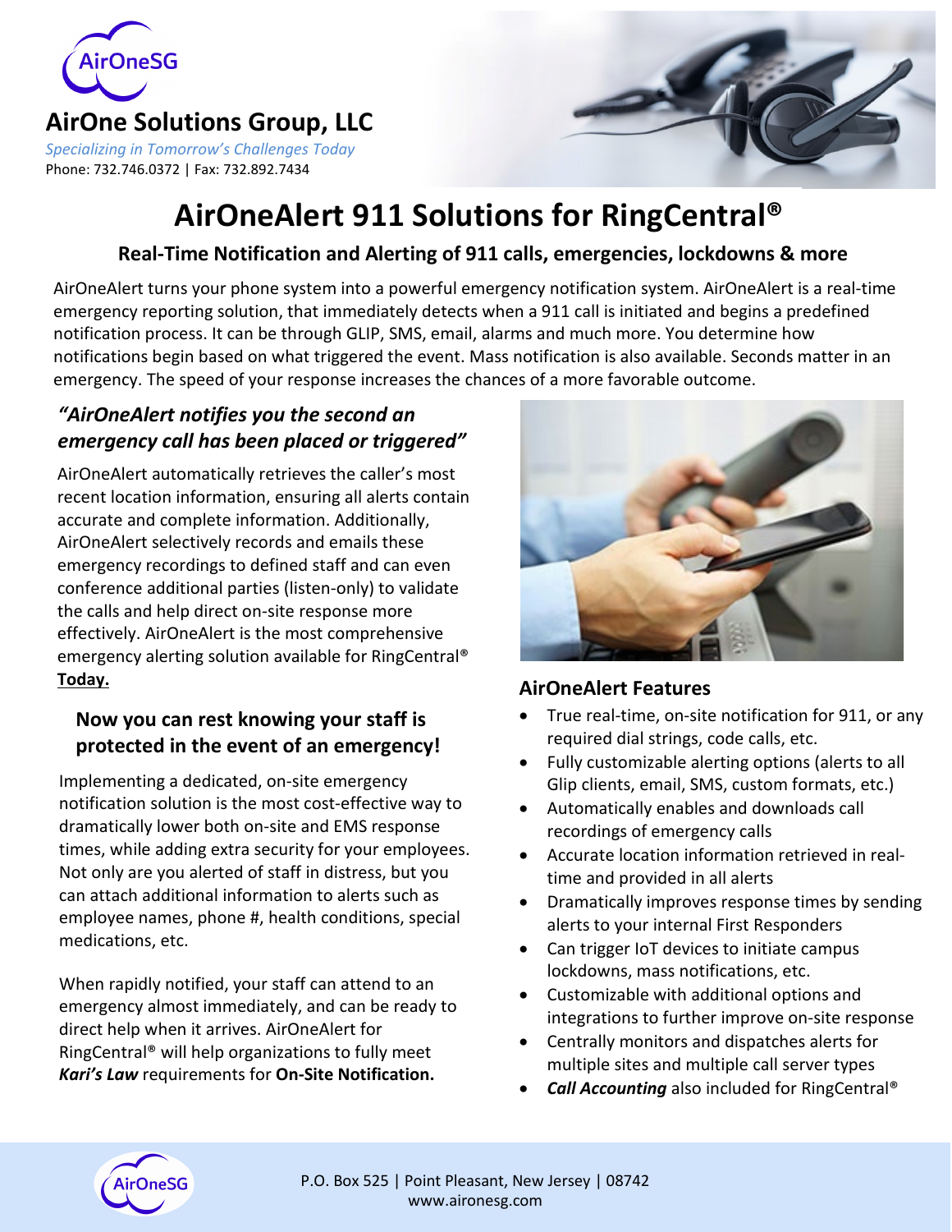AirOneSG

## AirOne Solutions Group, LLC

*Specializing in Tomorrow's Challenges Today*

Phone: 732.746.0372 | Fax: 732.892.7434

# AirOneAlert 911 Solutions for RingCentral®

### Real-Time Notification and Alerting of 911 calls, emergencies, lockdowns & more

AirOneAlert turns your phone system into a powerful emergency notification system. AirOneAlert is a real-time emergency reporting solution, that immediately detects when a 911 call is initiated and begins a predefined notification process. It can be through GLIP, SMS, email, alarms and much more. You determine how notifications begin based on what triggered the event. Mass notification is also available. Seconds matter in an emergency. The speed of your response increases the chances of a more favorable outcome.

### *"AirOneAlert notifies you the second an emergency call has been placed or triggered"*

AirOneAlert automatically retrieves the caller's most recent location information, ensuring all alerts contain accurate and complete information. Additionally, AirOneAlert selectively records and emails these emergency recordings to defined staff and can even conference additional parties (listen-only) to validate the calls and help direct on-site response more effectively. AirOneAlert is the most comprehensive emergency alerting solution available for RingCentral® **Today.**

### Now you can rest knowing your staff is protected in the event of an emergency!

Implementing a dedicated, on-site emergency notification solution is the most cost-effective way to dramatically lower both on-site and EMS response times, while adding extra security for your employees. Not only are you alerted of staff in distress, but you can attach additional information to alerts such as employee names, phone #, health conditions, special medications, etc.

When rapidly notified, your staff can attend to an emergency almost immediately, and can be ready to direct help when it arrives. AirOneAlert for RingCentral® will help organizations to fully meet ***Kari's Law*** requirements for **On-Site Notification.**

### AirOneAlert Features

- True real-time, on-site notification for 911, or any required dial strings, code calls, etc.
- Fully customizable alerting options (alerts to all Glip clients, email, SMS, custom formats, etc.)
- Automatically enables and downloads call recordings of emergency calls
- Accurate location information retrieved in real-time and provided in all alerts
- Dramatically improves response times by sending alerts to your internal First Responders
- Can trigger IoT devices to initiate campus lockdowns, mass notifications, etc.
- Customizable with additional options and integrations to further improve on-site response
- Centrally monitors and dispatches alerts for multiple sites and multiple call server types
- ***Call Accounting*** also included for RingCentral®

P.O. Box 525 | Point Pleasant, New Jersey | 08742
www.aironesg.com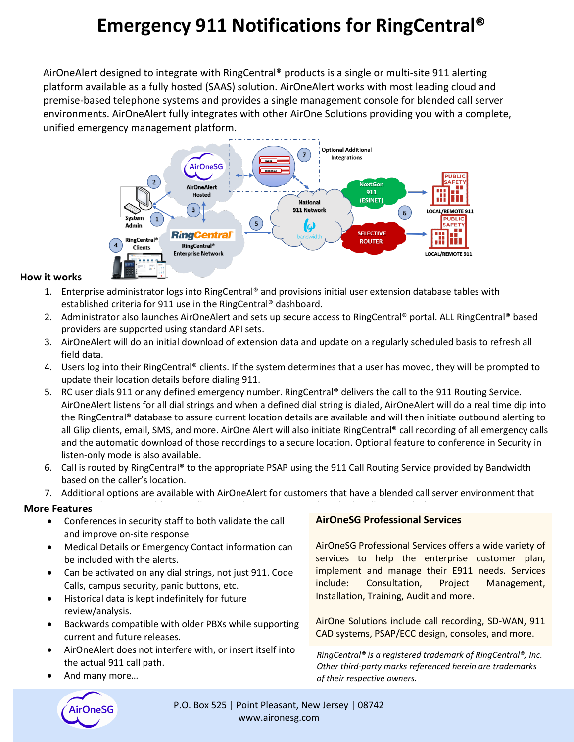# Emergency 911 Notifications for RingCentral®

AirOneAlert designed to integrate with RingCentral® products is a single or multi-site 911 alerting platform available as a fully hosted (SAAS) solution. AirOneAlert works with most leading cloud and premise-based telephone systems and provides a single management console for blended call server environments. AirOneAlert fully integrates with other AirOne Solutions providing you with a complete, unified emergency management platform.

AirOneSG
AirOneAlert Hosted
Optional Additional Integrations
7
2
1
System Admin
3
RingCentral
RingCentral® Enterprise Network
4
RingCentral® Clients
5
National 911 Network
bandwidth
NextGen 911 (ESINET)
SELECTIVE ROUTER
6
PUBLIC SAFETY
LOCAL/REMOTE 911
PUBLIC SAFETY
LOCAL/REMOTE 911

## How it works

1. Enterprise administrator logs into RingCentral® and provisions initial user extension database tables with established criteria for 911 use in the RingCentral® dashboard.
2. Administrator also launches AirOneAlert and sets up secure access to RingCentral® portal. ALL RingCentral® based providers are supported using standard API sets.
3. AirOneAlert will do an initial download of extension data and update on a regularly scheduled basis to refresh all field data.
4. Users log into their RingCentral® clients. If the system determines that a user has moved, they will be prompted to update their location details before dialing 911.
5. RC user dials 911 or any defined emergency number. RingCentral® delivers the call to the 911 Routing Service. AirOneAlert listens for all dial strings and when a defined dial string is dialed, AirOneAlert will do a real time dip into the RingCentral® database to assure current location details are available and will then initiate outbound alerting to all Glip clients, email, SMS, and more. AirOne Alert will also initiate RingCentral® call recording of all emergency calls and the automatic download of those recordings to a secure location. Optional feature to conference in Security in listen-only mode is also available.
6. Call is routed by RingCentral® to the appropriate PSAP using the 911 Call Routing Service provided by Bandwidth based on the caller's location.
7. Additional options are available with AirOneAlert for customers that have a blended call server environment that

## More Features

- Conferences in security staff to both validate the call and improve on-site response
- Medical Details or Emergency Contact information can be included with the alerts.
- Can be activated on any dial strings, not just 911. Code Calls, campus security, panic buttons, etc.
- Historical data is kept indefinitely for future review/analysis.
- Backwards compatible with older PBXs while supporting current and future releases.
- AirOneAlert does not interfere with, or insert itself into the actual 911 call path.
- And many more…

### AirOneSG Professional Services

AirOneSG Professional Services offers a wide variety of services to help the enterprise customer plan, implement and manage their E911 needs. Services include: Consultation, Project Management, Installation, Training, Audit and more.

AirOne Solutions include call recording, SD-WAN, 911 CAD systems, PSAP/ECC design, consoles, and more.

*RingCentral® is a registered trademark of RingCentral®, Inc. Other third-party marks referenced herein are trademarks of their respective owners.*

AirOneSG

P.O. Box 525 | Point Pleasant, New Jersey | 08742
www.aironesg.com